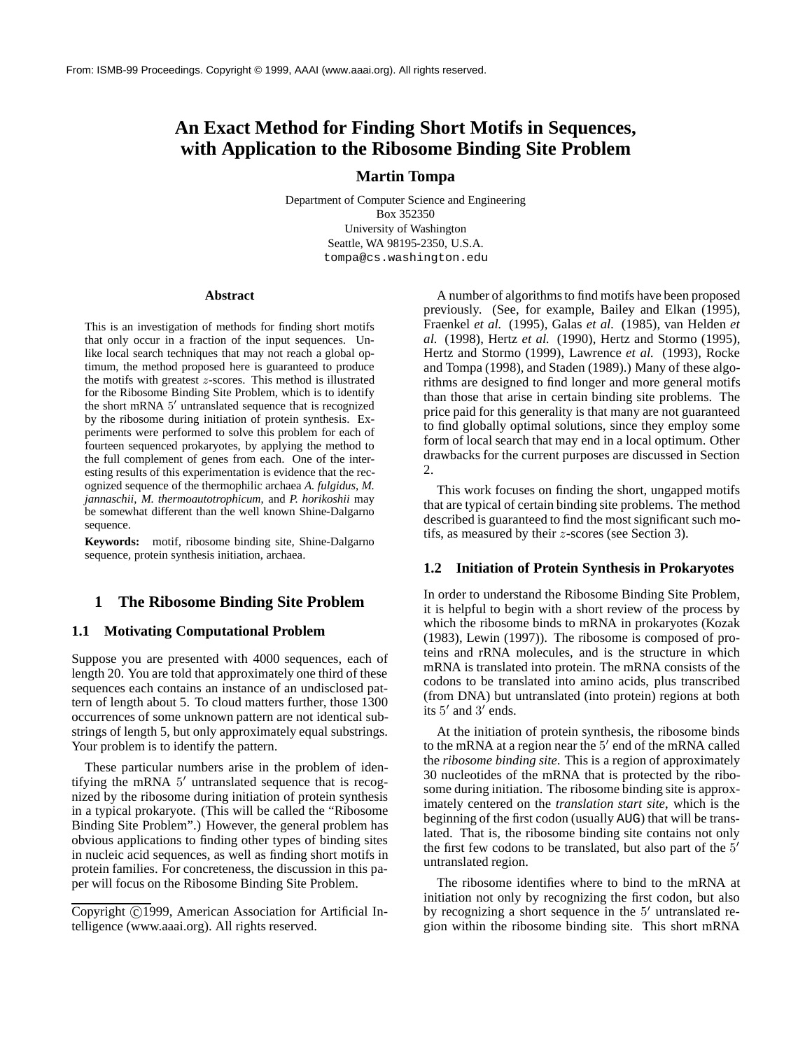From: ISMB-99 Proceedings. Copyright © 1999, AAAI (www.aaai.org). All rights reserved.

# An Exact Method for Finding Short Motifs in Sequences, with Application to the Ribosome Binding Site Problem

**Martin Tompa**

Department of Computer Science and Engineering
Box 352350
University of Washington
Seattle, WA 98195-2350, U.S.A.
tompa@cs.washington.edu

### Abstract

This is an investigation of methods for finding short motifs that only occur in a fraction of the input sequences. Unlike local search techniques that may not reach a global optimum, the method proposed here is guaranteed to produce the motifs with greatest $z$-scores. This method is illustrated for the Ribosome Binding Site Problem, which is to identify the short mRNA $5'$ untranslated sequence that is recognized by the ribosome during initiation of protein synthesis. Experiments were performed to solve this problem for each of fourteen sequenced prokaryotes, by applying the method to the full complement of genes from each. One of the interesting results of this experimentation is evidence that the recognized sequence of the thermophilic archaea *A. fulgidus*, *M. jannaschii*, *M. thermoautotrophicum*, and *P. horikoshii* may be somewhat different than the well known Shine-Dalgarno sequence.

**Keywords:** motif, ribosome binding site, Shine-Dalgarno sequence, protein synthesis initiation, archaea.

## 1 The Ribosome Binding Site Problem

### 1.1 Motivating Computational Problem

Suppose you are presented with 4000 sequences, each of length 20. You are told that approximately one third of these sequences each contains an instance of an undisclosed pattern of length about 5. To cloud matters further, those 1300 occurrences of some unknown pattern are not identical substrings of length 5, but only approximately equal substrings. Your problem is to identify the pattern.

These particular numbers arise in the problem of identifying the mRNA $5'$ untranslated sequence that is recognized by the ribosome during initiation of protein synthesis in a typical prokaryote. (This will be called the "Ribosome Binding Site Problem".) However, the general problem has obvious applications to finding other types of binding sites in nucleic acid sequences, as well as finding short motifs in protein families. For concreteness, the discussion in this paper will focus on the Ribosome Binding Site Problem.

Copyright ©1999, American Association for Artificial Intelligence (www.aaai.org). All rights reserved.

A number of algorithms to find motifs have been proposed previously. (See, for example, Bailey and Elkan (1995), Fraenkel *et al.* (1995), Galas *et al.* (1985), van Helden *et al.* (1998), Hertz *et al.* (1990), Hertz and Stormo (1995), Hertz and Stormo (1999), Lawrence *et al.* (1993), Rocke and Tompa (1998), and Staden (1989).) Many of these algorithms are designed to find longer and more general motifs than those that arise in certain binding site problems. The price paid for this generality is that many are not guaranteed to find globally optimal solutions, since they employ some form of local search that may end in a local optimum. Other drawbacks for the current purposes are discussed in Section 2.

This work focuses on finding the short, ungapped motifs that are typical of certain binding site problems. The method described is guaranteed to find the most significant such motifs, as measured by their $z$-scores (see Section 3).

### 1.2 Initiation of Protein Synthesis in Prokaryotes

In order to understand the Ribosome Binding Site Problem, it is helpful to begin with a short review of the process by which the ribosome binds to mRNA in prokaryotes (Kozak (1983), Lewin (1997)). The ribosome is composed of proteins and rRNA molecules, and is the structure in which mRNA is translated into protein. The mRNA consists of the codons to be translated into amino acids, plus transcribed (from DNA) but untranslated (into protein) regions at both its $5'$ and $3'$ ends.

At the initiation of protein synthesis, the ribosome binds to the mRNA at a region near the $5'$ end of the mRNA called the *ribosome binding site*. This is a region of approximately 30 nucleotides of the mRNA that is protected by the ribosome during initiation. The ribosome binding site is approximately centered on the *translation start site*, which is the beginning of the first codon (usually AUG) that will be translated. That is, the ribosome binding site contains not only the first few codons to be translated, but also part of the $5'$ untranslated region.

The ribosome identifies where to bind to the mRNA at initiation not only by recognizing the first codon, but also by recognizing a short sequence in the $5'$ untranslated region within the ribosome binding site. This short mRNA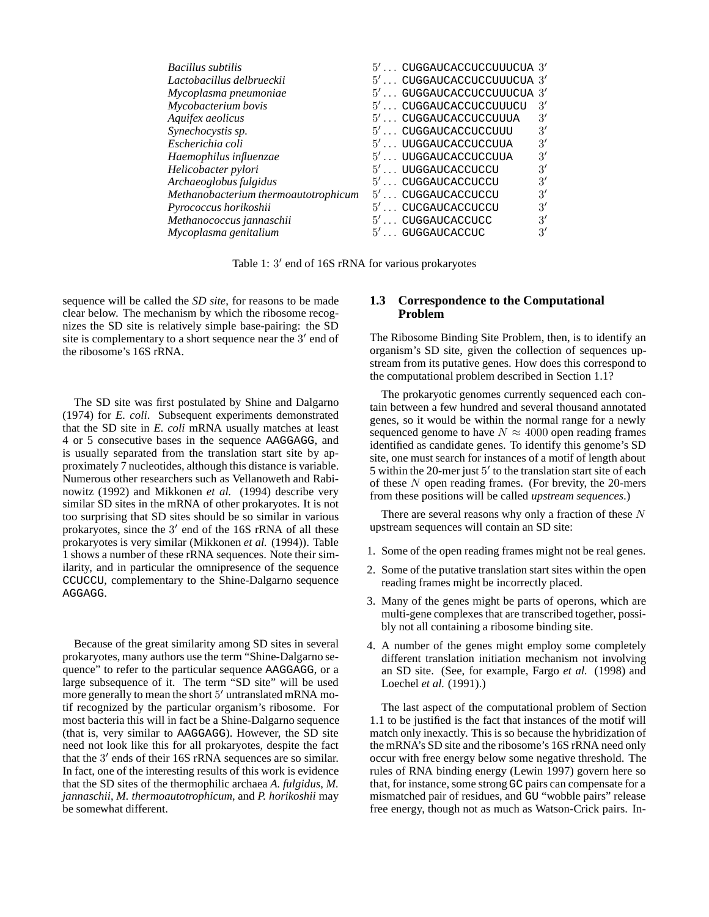| | |
|---|---|
| *Bacillus subtilis* | $5' \ldots$ CUGGAUCACCUCCUUUCUA $3'$ |
| *Lactobacillus delbrueckii* | $5' \ldots$ CUGGAUCACCUCCUUUCUA $3'$ |
| *Mycoplasma pneumoniae* | $5' \ldots$ GUGGAUCACCUCCUUUCUA $3'$ |
| *Mycobacterium bovis* | $5' \ldots$ CUGGAUCACCUCCUUUCU $3'$ |
| *Aquifex aeolicus* | $5' \ldots$ CUGGAUCACCUCCUUUA $3'$ |
| *Synechocystis sp.* | $5' \ldots$ CUGGAUCACCUCCUUU $3'$ |
| *Escherichia coli* | $5' \ldots$ UUGGAUCACCUCCUUA $3'$ |
| *Haemophilus influenzae* | $5' \ldots$ UUGGAUCACCUCCUUA $3'$ |
| *Helicobacter pylori* | $5' \ldots$ UUGGAUCACCUCCU $3'$ |
| *Archaeoglobus fulgidus* | $5' \ldots$ CUGGAUCACCUCCU $3'$ |
| *Methanobacterium thermoautotrophicum* | $5' \ldots$ CUGGAUCACCUCCU $3'$ |
| *Pyrococcus horikoshii* | $5' \ldots$ CUCGAUCACCUCCU $3'$ |
| *Methanococcus jannaschii* | $5' \ldots$ CUGGAUCACCUCC $3'$ |
| *Mycoplasma genitalium* | $5' \ldots$ GUGGAUCACCUC $3'$ |

Table 1: $3'$ end of 16S rRNA for various prokaryotes

sequence will be called the *SD site*, for reasons to be made clear below. The mechanism by which the ribosome recognizes the SD site is relatively simple base-pairing: the SD site is complementary to a short sequence near the $3'$ end of the ribosome's 16S rRNA.

The SD site was first postulated by Shine and Dalgarno (1974) for *E. coli*. Subsequent experiments demonstrated that the SD site in *E. coli* mRNA usually matches at least 4 or 5 consecutive bases in the sequence AAGGAGG, and is usually separated from the translation start site by approximately 7 nucleotides, although this distance is variable. Numerous other researchers such as Vellanoweth and Rabinowitz (1992) and Mikkonen *et al.* (1994) describe very similar SD sites in the mRNA of other prokaryotes. It is not too surprising that SD sites should be so similar in various prokaryotes, since the $3'$ end of the 16S rRNA of all these prokaryotes is very similar (Mikkonen *et al.* (1994)). Table 1 shows a number of these rRNA sequences. Note their similarity, and in particular the omnipresence of the sequence CCUCCU, complementary to the Shine-Dalgarno sequence AGGAGG.

Because of the great similarity among SD sites in several prokaryotes, many authors use the term "Shine-Dalgarno sequence" to refer to the particular sequence AAGGAGG, or a large subsequence of it. The term "SD site" will be used more generally to mean the short $5'$ untranslated mRNA motif recognized by the particular organism's ribosome. For most bacteria this will in fact be a Shine-Dalgarno sequence (that is, very similar to AAGGAGG). However, the SD site need not look like this for all prokaryotes, despite the fact that the $3'$ ends of their 16S rRNA sequences are so similar. In fact, one of the interesting results of this work is evidence that the SD sites of the thermophilic archaea *A. fulgidus*, *M. jannaschii*, *M. thermoautotrophicum*, and *P. horikoshii* may be somewhat different.

### 1.3 Correspondence to the Computational Problem

The Ribosome Binding Site Problem, then, is to identify an organism's SD site, given the collection of sequences upstream from its putative genes. How does this correspond to the computational problem described in Section 1.1?

The prokaryotic genomes currently sequenced each contain between a few hundred and several thousand annotated genes, so it would be within the normal range for a newly sequenced genome to have $N \approx 4000$ open reading frames identified as candidate genes. To identify this genome's SD site, one must search for instances of a motif of length about 5 within the 20-mer just $5'$ to the translation start site of each of these $N$ open reading frames. (For brevity, the 20-mers from these positions will be called *upstream sequences*.)

There are several reasons why only a fraction of these $N$ upstream sequences will contain an SD site:

1. Some of the open reading frames might not be real genes.
2. Some of the putative translation start sites within the open reading frames might be incorrectly placed.
3. Many of the genes might be parts of operons, which are multi-gene complexes that are transcribed together, possibly not all containing a ribosome binding site.
4. A number of the genes might employ some completely different translation initiation mechanism not involving an SD site. (See, for example, Fargo *et al.* (1998) and Loechel *et al.* (1991).)

The last aspect of the computational problem of Section 1.1 to be justified is the fact that instances of the motif will match only inexactly. This is so because the hybridization of the mRNA's SD site and the ribosome's 16S rRNA need only occur with free energy below some negative threshold. The rules of RNA binding energy (Lewin 1997) govern here so that, for instance, some strong GC pairs can compensate for a mismatched pair of residues, and GU "wobble pairs" release free energy, though not as much as Watson-Crick pairs. In-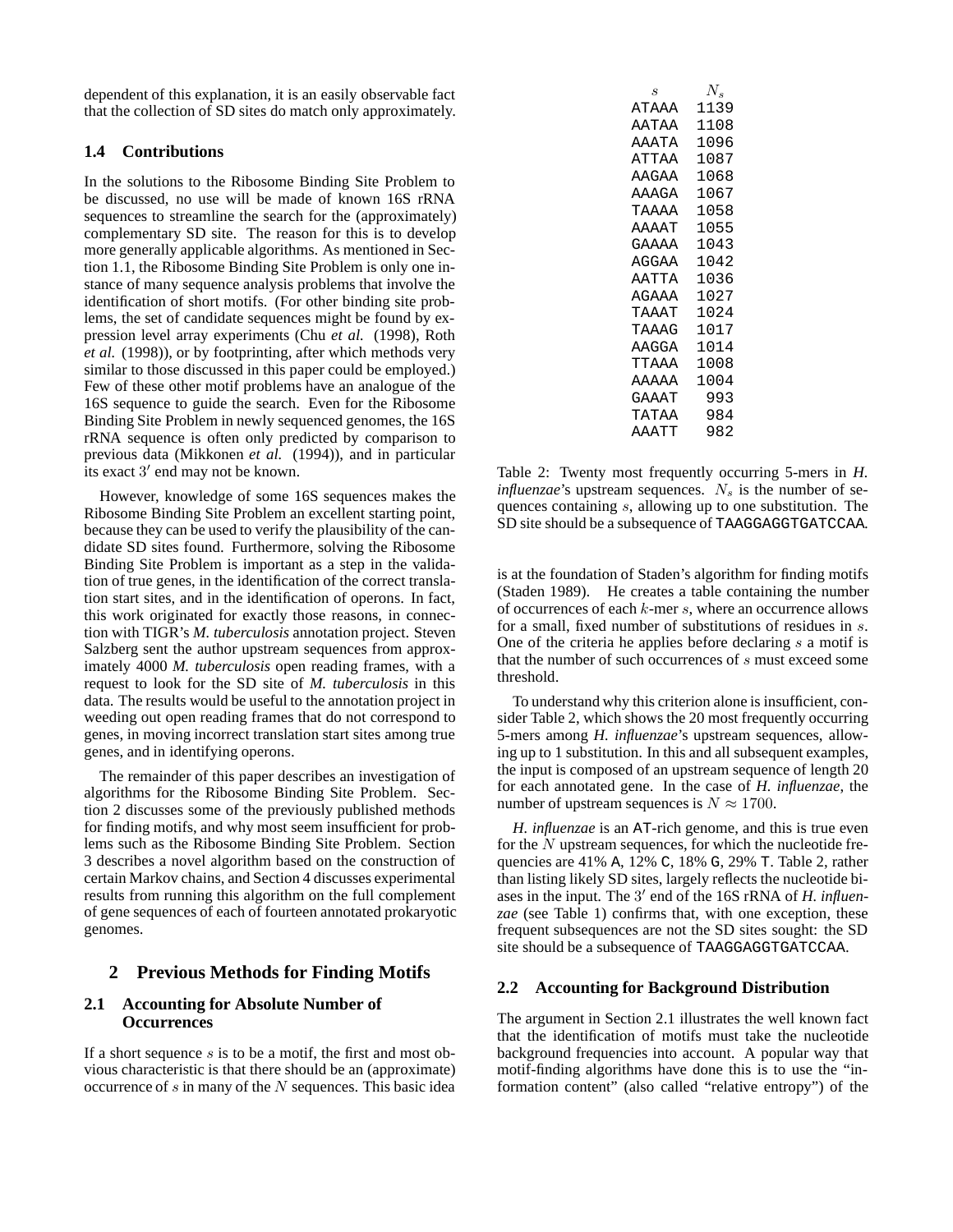dependent of this explanation, it is an easily observable fact that the collection of SD sites do match only approximately.

### 1.4 Contributions

In the solutions to the Ribosome Binding Site Problem to be discussed, no use will be made of known 16S rRNA sequences to streamline the search for the (approximately) complementary SD site. The reason for this is to develop more generally applicable algorithms. As mentioned in Section 1.1, the Ribosome Binding Site Problem is only one instance of many sequence analysis problems that involve the identification of short motifs. (For other binding site problems, the set of candidate sequences might be found by expression level array experiments (Chu *et al.* (1998), Roth *et al.* (1998)), or by footprinting, after which methods very similar to those discussed in this paper could be employed.) Few of these other motif problems have an analogue of the 16S sequence to guide the search. Even for the Ribosome Binding Site Problem in newly sequenced genomes, the 16S rRNA sequence is often only predicted by comparison to previous data (Mikkonen *et al.* (1994)), and in particular its exact $3'$ end may not be known.

However, knowledge of some 16S sequences makes the Ribosome Binding Site Problem an excellent starting point, because they can be used to verify the plausibility of the candidate SD sites found. Furthermore, solving the Ribosome Binding Site Problem is important as a step in the validation of true genes, in the identification of the correct translation start sites, and in the identification of operons. In fact, this work originated for exactly those reasons, in connection with TIGR's *M. tuberculosis* annotation project. Steven Salzberg sent the author upstream sequences from approximately 4000 *M. tuberculosis* open reading frames, with a request to look for the SD site of *M. tuberculosis* in this data. The results would be useful to the annotation project in weeding out open reading frames that do not correspond to genes, in moving incorrect translation start sites among true genes, and in identifying operons.

The remainder of this paper describes an investigation of algorithms for the Ribosome Binding Site Problem. Section 2 discusses some of the previously published methods for finding motifs, and why most seem insufficient for problems such as the Ribosome Binding Site Problem. Section 3 describes a novel algorithm based on the construction of certain Markov chains, and Section 4 discusses experimental results from running this algorithm on the full complement of gene sequences of each of fourteen annotated prokaryotic genomes.

## 2 Previous Methods for Finding Motifs

### 2.1 Accounting for Absolute Number of Occurrences

If a short sequence $s$ is to be a motif, the first and most obvious characteristic is that there should be an (approximate) occurrence of $s$ in many of the $N$ sequences. This basic idea is at the foundation of Staden's algorithm for finding motifs (Staden 1989). He creates a table containing the number of occurrences of each $k$-mer $s$, where an occurrence allows for a small, fixed number of substitutions of residues in $s$. One of the criteria he applies before declaring $s$ a motif is that the number of such occurrences of $s$ must exceed some threshold.

| $s$ | $N_s$ |
|---|---|
| ATAAA | 1139 |
| AATAA | 1108 |
| AAATA | 1096 |
| ATTAA | 1087 |
| AAGAA | 1068 |
| AAAGA | 1067 |
| TAAAA | 1058 |
| AAAAT | 1055 |
| GAAAA | 1043 |
| AGGAA | 1042 |
| AATTA | 1036 |
| AGAAA | 1027 |
| TAAAT | 1024 |
| TAAAG | 1017 |
| AAGGA | 1014 |
| TTAAA | 1008 |
| AAAAA | 1004 |
| GAAAT | 993 |
| TATAA | 984 |
| AAATT | 982 |

Table 2: Twenty most frequently occurring 5-mers in *H. influenzae*'s upstream sequences. $N_s$ is the number of sequences containing $s$, allowing up to one substitution. The SD site should be a subsequence of TAAGGAGGTGATCCAA.

To understand why this criterion alone is insufficient, consider Table 2, which shows the 20 most frequently occurring 5-mers among *H. influenzae*'s upstream sequences, allowing up to 1 substitution. In this and all subsequent examples, the input is composed of an upstream sequence of length 20 for each annotated gene. In the case of *H. influenzae*, the number of upstream sequences is $N \approx 1700$.

*H. influenzae* is an AT-rich genome, and this is true even for the $N$ upstream sequences, for which the nucleotide frequencies are 41% A, 12% C, 18% G, 29% T. Table 2, rather than listing likely SD sites, largely reflects the nucleotide biases in the input. The $3'$ end of the 16S rRNA of *H. influenzae* (see Table 1) confirms that, with one exception, these frequent subsequences are not the SD sites sought: the SD site should be a subsequence of TAAGGAGGTGATCCAA.

### 2.2 Accounting for Background Distribution

The argument in Section 2.1 illustrates the well known fact that the identification of motifs must take the nucleotide background frequencies into account. A popular way that motif-finding algorithms have done this is to use the "information content" (also called "relative entropy") of the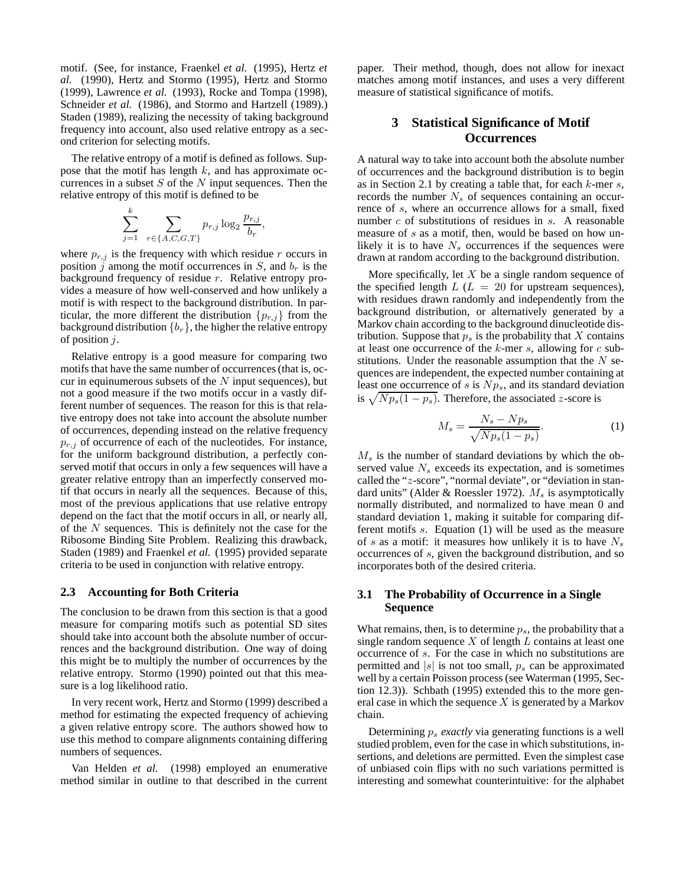motif. (See, for instance, Fraenkel *et al.* (1995), Hertz *et al.* (1990), Hertz and Stormo (1995), Hertz and Stormo (1999), Lawrence *et al.* (1993), Rocke and Tompa (1998), Schneider *et al.* (1986), and Stormo and Hartzell (1989).) Staden (1989), realizing the necessity of taking background frequency into account, also used relative entropy as a second criterion for selecting motifs.

The relative entropy of a motif is defined as follows. Suppose that the motif has length $k$, and has approximate occurrences in a subset $S$ of the $N$ input sequences. Then the relative entropy of this motif is defined to be

$$\sum_{j=1}^{k} \sum_{r \in \{A,C,G,T\}} p_{r,j} \log_2 \frac{p_{r,j}}{b_r},$$

where $p_{r,j}$ is the frequency with which residue $r$ occurs in position $j$ among the motif occurrences in $S$, and $b_r$ is the background frequency of residue $r$. Relative entropy provides a measure of how well-conserved and how unlikely a motif is with respect to the background distribution. In particular, the more different the distribution $\{p_{r,j}\}$ from the background distribution $\{b_r\}$, the higher the relative entropy of position $j$.

Relative entropy is a good measure for comparing two motifs that have the same number of occurrences (that is, occur in equinumerous subsets of the $N$ input sequences), but not a good measure if the two motifs occur in a vastly different number of sequences. The reason for this is that relative entropy does not take into account the absolute number of occurrences, depending instead on the relative frequency $p_{r,j}$ of occurrence of each of the nucleotides. For instance, for the uniform background distribution, a perfectly conserved motif that occurs in only a few sequences will have a greater relative entropy than an imperfectly conserved motif that occurs in nearly all the sequences. Because of this, most of the previous applications that use relative entropy depend on the fact that the motif occurs in all, or nearly all, of the $N$ sequences. This is definitely not the case for the Ribosome Binding Site Problem. Realizing this drawback, Staden (1989) and Fraenkel *et al.* (1995) provided separate criteria to be used in conjunction with relative entropy.

### 2.3 Accounting for Both Criteria

The conclusion to be drawn from this section is that a good measure for comparing motifs such as potential SD sites should take into account both the absolute number of occurrences and the background distribution. One way of doing this might be to multiply the number of occurrences by the relative entropy. Stormo (1990) pointed out that this measure is a log likelihood ratio.

In very recent work, Hertz and Stormo (1999) described a method for estimating the expected frequency of achieving a given relative entropy score. The authors showed how to use this method to compare alignments containing differing numbers of sequences.

Van Helden *et al.* (1998) employed an enumerative method similar in outline to that described in the current paper. Their method, though, does not allow for inexact matches among motif instances, and uses a very different measure of statistical significance of motifs.

## 3 Statistical Significance of Motif Occurrences

A natural way to take into account both the absolute number of occurrences and the background distribution is to begin as in Section 2.1 by creating a table that, for each $k$-mer $s$, records the number $N_s$ of sequences containing an occurrence of $s$, where an occurrence allows for a small, fixed number $c$ of substitutions of residues in $s$. A reasonable measure of $s$ as a motif, then, would be based on how unlikely it is to have $N_s$ occurrences if the sequences were drawn at random according to the background distribution.

More specifically, let $X$ be a single random sequence of the specified length $L$ ($L = 20$ for upstream sequences), with residues drawn randomly and independently from the background distribution, or alternatively generated by a Markov chain according to the background dinucleotide distribution. Suppose that $p_s$ is the probability that $X$ contains at least one occurrence of the $k$-mer $s$, allowing for $c$ substitutions. Under the reasonable assumption that the $N$ sequences are independent, the expected number containing at least one occurrence of $s$ is $Np_s$, and its standard deviation is $\sqrt{Np_s(1-p_s)}$. Therefore, the associated $z$-score is

$$M_s = \frac{N_s - Np_s}{\sqrt{Np_s(1-p_s)}}. \tag{1}$$

$M_s$ is the number of standard deviations by which the observed value $N_s$ exceeds its expectation, and is sometimes called the "$z$-score", "normal deviate", or "deviation in standard units" (Alder & Roessler 1972). $M_s$ is asymptotically normally distributed, and normalized to have mean 0 and standard deviation 1, making it suitable for comparing different motifs $s$. Equation (1) will be used as the measure of $s$ as a motif: it measures how unlikely it is to have $N_s$ occurrences of $s$, given the background distribution, and so incorporates both of the desired criteria.

### 3.1 The Probability of Occurrence in a Single Sequence

What remains, then, is to determine $p_s$, the probability that a single random sequence $X$ of length $L$ contains at least one occurrence of $s$. For the case in which no substitutions are permitted and $|s|$ is not too small, $p_s$ can be approximated well by a certain Poisson process (see Waterman (1995, Section 12.3)). Schbath (1995) extended this to the more general case in which the sequence $X$ is generated by a Markov chain.

Determining $p_s$ *exactly* via generating functions is a well studied problem, even for the case in which substitutions, insertions, and deletions are permitted. Even the simplest case of unbiased coin flips with no such variations permitted is interesting and somewhat counterintuitive: for the alphabet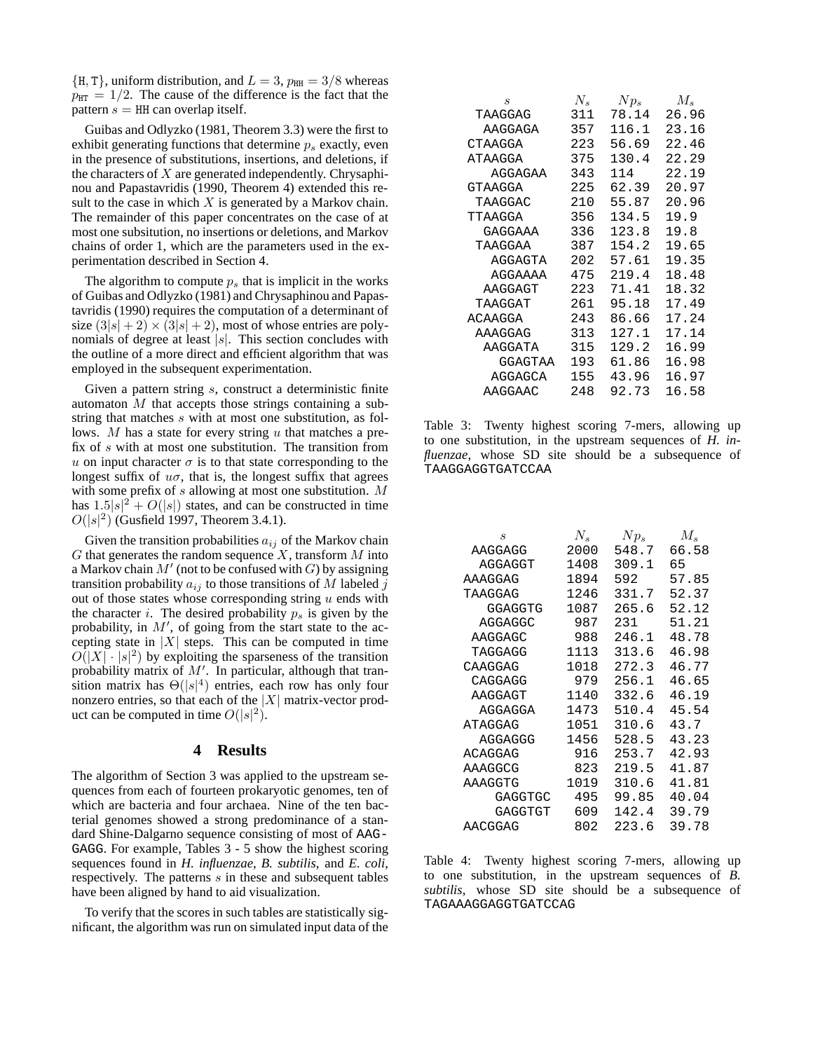{H, T}, uniform distribution, and $L = 3$, $p_{\text{HH}} = 3/8$ whereas $p_{\text{HT}} = 1/2$. The cause of the difference is the fact that the pattern $s =$ HH can overlap itself.

Guibas and Odlyzko (1981, Theorem 3.3) were the first to exhibit generating functions that determine $p_s$ exactly, even in the presence of substitutions, insertions, and deletions, if the characters of $X$ are generated independently. Chrysaphinou and Papastavridis (1990, Theorem 4) extended this result to the case in which $X$ is generated by a Markov chain. The remainder of this paper concentrates on the case of at most one subsitution, no insertions or deletions, and Markov chains of order 1, which are the parameters used in the experimentation described in Section 4.

The algorithm to compute $p_s$ that is implicit in the works of Guibas and Odlyzko (1981) and Chrysaphinou and Papastavridis (1990) requires the computation of a determinant of size $(3|s| + 2) \times (3|s| + 2)$, most of whose entries are polynomials of degree at least $|s|$. This section concludes with the outline of a more direct and efficient algorithm that was employed in the subsequent experimentation.

Given a pattern string $s$, construct a deterministic finite automaton $M$ that accepts those strings containing a substring that matches $s$ with at most one substitution, as follows. $M$ has a state for every string $u$ that matches a prefix of $s$ with at most one substitution. The transition from $u$ on input character $\sigma$ is to that state corresponding to the longest suffix of $u\sigma$, that is, the longest suffix that agrees with some prefix of $s$ allowing at most one substitution. $M$ has $1.5|s|^2 + O(|s|)$ states, and can be constructed in time $O(|s|^2)$ (Gusfield 1997, Theorem 3.4.1).

Given the transition probabilities $a_{ij}$ of the Markov chain $G$ that generates the random sequence $X$, transform $M$ into a Markov chain $M'$ (not to be confused with $G$) by assigning transition probability $a_{ij}$ to those transitions of $M$ labeled $j$ out of those states whose corresponding string $u$ ends with the character $i$. The desired probability $p_s$ is given by the probability, in $M'$, of going from the start state to the accepting state in $|X|$ steps. This can be computed in time $O(|X| \cdot |s|^2)$ by exploiting the sparseness of the transition probability matrix of $M'$. In particular, although that transition matrix has $\Theta(|s|^4)$ entries, each row has only four nonzero entries, so that each of the $|X|$ matrix-vector product can be computed in time $O(|s|^2)$.

## 4 Results

The algorithm of Section 3 was applied to the upstream sequences from each of fourteen prokaryotic genomes, ten of which are bacteria and four archaea. Nine of the ten bacterial genomes showed a strong predominance of a standard Shine-Dalgarno sequence consisting of most of AAG-GAGG. For example, Tables 3 - 5 show the highest scoring sequences found in *H. influenzae*, *B. subtilis*, and *E. coli*, respectively. The patterns $s$ in these and subsequent tables have been aligned by hand to aid visualization.

To verify that the scores in such tables are statistically significant, the algorithm was run on simulated input data of the

| $s$ | $N_s$ | $Np_s$ | $M_s$ |
|---|---|---|---|
| TAAGGAG | 311 | 78.14 | 26.96 |
| AAGGAGA | 357 | 116.1 | 23.16 |
| CTAAGGA | 223 | 56.69 | 22.46 |
| ATAAGGA | 375 | 130.4 | 22.29 |
| AGGAGAA | 343 | 114 | 22.19 |
| GTAAGGA | 225 | 62.39 | 20.97 |
| TAAGGAC | 210 | 55.87 | 20.96 |
| TTAAGGA | 356 | 134.5 | 19.9 |
| GAGGAAA | 336 | 123.8 | 19.8 |
| TAAGGAA | 387 | 154.2 | 19.65 |
| AGGAGTA | 202 | 57.61 | 19.35 |
| AGGAAAA | 475 | 219.4 | 18.48 |
| AAGGAGT | 223 | 71.41 | 18.32 |
| TAAGGAT | 261 | 95.18 | 17.49 |
| ACAAGGA | 243 | 86.66 | 17.24 |
| AAAGGAG | 313 | 127.1 | 17.14 |
| AAGGATA | 315 | 129.2 | 16.99 |
| GGAGTAA | 193 | 61.86 | 16.98 |
| AGGAGCA | 155 | 43.96 | 16.97 |
| AAGGAAC | 248 | 92.73 | 16.58 |

Table 3: Twenty highest scoring 7-mers, allowing up to one substitution, in the upstream sequences of *H. influenzae*, whose SD site should be a subsequence of TAAGGAGGTGATCCAA

| $s$ | $N_s$ | $Np_s$ | $M_s$ |
|---|---|---|---|
| AAGGAGG | 2000 | 548.7 | 66.58 |
| AGGAGGT | 1408 | 309.1 | 65 |
| AAAGGAG | 1894 | 592 | 57.85 |
| TAAGGAG | 1246 | 331.7 | 52.37 |
| GGAGGTG | 1087 | 265.6 | 52.12 |
| AGGAGGC | 987 | 231 | 51.21 |
| AAGGAGC | 988 | 246.1 | 48.78 |
| TAGGAGG | 1113 | 313.6 | 46.98 |
| CAAGGAG | 1018 | 272.3 | 46.77 |
| CAGGAGG | 979 | 256.1 | 46.65 |
| AAGGAGT | 1140 | 332.6 | 46.19 |
| AGGAGGA | 1473 | 510.4 | 45.54 |
| ATAGGAG | 1051 | 310.6 | 43.7 |
| AGGAGGG | 1456 | 528.5 | 43.23 |
| ACAGGAG | 916 | 253.7 | 42.93 |
| AAAGGCG | 823 | 219.5 | 41.87 |
| AAAGGTG | 1019 | 310.6 | 41.81 |
| GAGGTGC | 495 | 99.85 | 40.04 |
| GAGGTGT | 609 | 142.4 | 39.79 |
| AACGGAG | 802 | 223.6 | 39.78 |

Table 4: Twenty highest scoring 7-mers, allowing up to one substitution, in the upstream sequences of *B. subtilis*, whose SD site should be a subsequence of TAGAAAGGAGGTGATCCAG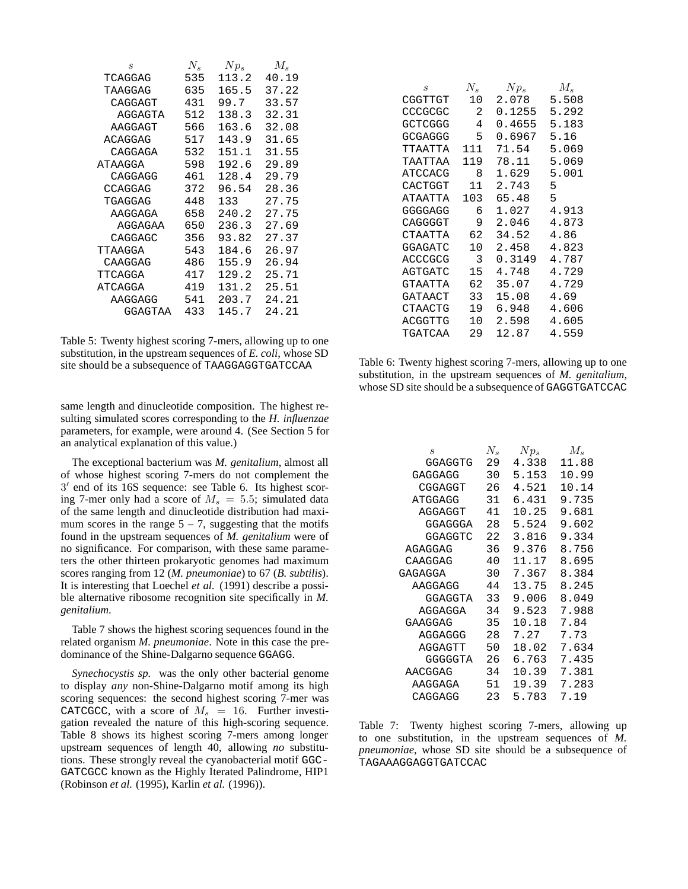| $s$ | $N_s$ | $Np_s$ | $M_s$ |
|---|---|---|---|
| TCAGGAG | 535 | 113.2 | 40.19 |
| TAAGGAG | 635 | 165.5 | 37.22 |
| CAGGAGT | 431 | 99.7 | 33.57 |
| AGGAGTA | 512 | 138.3 | 32.31 |
| AAGGAGT | 566 | 163.6 | 32.08 |
| ACAGGAG | 517 | 143.9 | 31.65 |
| CAGGAGA | 532 | 151.1 | 31.55 |
| ATAAGGA | 598 | 192.6 | 29.89 |
| CAGGAGG | 461 | 128.4 | 29.79 |
| CCAGGAG | 372 | 96.54 | 28.36 |
| TGAGGAG | 448 | 133 | 27.75 |
| AAGGAGA | 658 | 240.2 | 27.75 |
| AGGAGAA | 650 | 236.3 | 27.69 |
| CAGGAGC | 356 | 93.82 | 27.37 |
| TTAAGGA | 543 | 184.6 | 26.97 |
| CAAGGAG | 486 | 155.9 | 26.94 |
| TTCAGGA | 417 | 129.2 | 25.71 |
| ATCAGGA | 419 | 131.2 | 25.51 |
| AAGGAGG | 541 | 203.7 | 24.21 |
| GGAGTAA | 433 | 145.7 | 24.21 |

Table 5: Twenty highest scoring 7-mers, allowing up to one substitution, in the upstream sequences of *E. coli*, whose SD site should be a subsequence of TAAGGAGGTGATCCAA

same length and dinucleotide composition. The highest resulting simulated scores corresponding to the *H. influenzae* parameters, for example, were around 4. (See Section 5 for an analytical explanation of this value.)

The exceptional bacterium was *M. genitalium*, almost all of whose highest scoring 7-mers do not complement the $3'$ end of its 16S sequence: see Table 6. Its highest scoring 7-mer only had a score of $M_s = 5.5$; simulated data of the same length and dinucleotide distribution had maximum scores in the range 5 – 7, suggesting that the motifs found in the upstream sequences of *M. genitalium* were of no significance. For comparison, with these same parameters the other thirteen prokaryotic genomes had maximum scores ranging from 12 (*M. pneumoniae*) to 67 (*B. subtilis*). It is interesting that Loechel *et al.* (1991) describe a possible alternative ribosome recognition site specifically in *M. genitalium*.

Table 7 shows the highest scoring sequences found in the related organism *M. pneumoniae*. Note in this case the predominance of the Shine-Dalgarno sequence GGAGG.

*Synechocystis sp.* was the only other bacterial genome to display *any* non-Shine-Dalgarno motif among its high scoring sequences: the second highest scoring 7-mer was CATCGCC, with a score of $M_s = 16$. Further investigation revealed the nature of this high-scoring sequence. Table 8 shows its highest scoring 7-mers among longer upstream sequences of length 40, allowing *no* substitutions. These strongly reveal the cyanobacterial motif GGC-GATCGCC known as the Highly Iterated Palindrome, HIP1 (Robinson *et al.* (1995), Karlin *et al.* (1996)).

| $s$ | $N_s$ | $Np_s$ | $M_s$ |
|---|---|---|---|
| CGGTTGT | 10 | 2.078 | 5.508 |
| CCCGCGC | 2 | 0.1255 | 5.292 |
| GCTCGGG | 4 | 0.4655 | 5.183 |
| GCGAGGG | 5 | 0.6967 | 5.16 |
| TTAATTA | 111 | 71.54 | 5.069 |
| TAATTAA | 119 | 78.11 | 5.069 |
| ATCCACG | 8 | 1.629 | 5.001 |
| CACTGGT | 11 | 2.743 | 5 |
| ATAATTA | 103 | 65.48 | 5 |
| GGGGAGG | 6 | 1.027 | 4.913 |
| CAGGGGT | 9 | 2.046 | 4.873 |
| CTAATTA | 62 | 34.52 | 4.86 |
| GGAGATC | 10 | 2.458 | 4.823 |
| ACCCGCG | 3 | 0.3149 | 4.787 |
| AGTGATC | 15 | 4.748 | 4.729 |
| GTAATTA | 62 | 35.07 | 4.729 |
| GATAACT | 33 | 15.08 | 4.69 |
| CTAACTG | 19 | 6.948 | 4.606 |
| ACGGTTG | 10 | 2.598 | 4.605 |
| TGATCAA | 29 | 12.87 | 4.559 |

Table 6: Twenty highest scoring 7-mers, allowing up to one substitution, in the upstream sequences of *M. genitalium*, whose SD site should be a subsequence of GAGGTGATCCAC

| $s$ | $N_s$ | $Np_s$ | $M_s$ |
|---|---|---|---|
| GGAGGTG | 29 | 4.338 | 11.88 |
| GAGGAGG | 30 | 5.153 | 10.99 |
| CGGAGGT | 26 | 4.521 | 10.14 |
| ATGGAGG | 31 | 6.431 | 9.735 |
| AGGAGGT | 41 | 10.25 | 9.681 |
| GGAGGGA | 28 | 5.524 | 9.602 |
| GGAGGTC | 22 | 3.816 | 9.334 |
| AGAGGAG | 36 | 9.376 | 8.756 |
| CAAGGAG | 40 | 11.17 | 8.695 |
| GAGAGGA | 30 | 7.367 | 8.384 |
| AAGGAGG | 44 | 13.75 | 8.245 |
| GGAGGTA | 33 | 9.006 | 8.049 |
| AGGAGGA | 34 | 9.523 | 7.988 |
| GAAGGAG | 35 | 10.18 | 7.84 |
| AGGAGGG | 28 | 7.27 | 7.73 |
| AGGAGTT | 50 | 18.02 | 7.634 |
| GGGGTA | 26 | 6.763 | 7.435 |
| AACGGAG | 34 | 10.39 | 7.381 |
| AAGGAGA | 51 | 19.39 | 7.283 |
| CAGGAGG | 23 | 5.783 | 7.19 |

Table 7: Twenty highest scoring 7-mers, allowing up to one substitution, in the upstream sequences of *M. pneumoniae*, whose SD site should be a subsequence of TAGAAAGGAGGTGATCCAC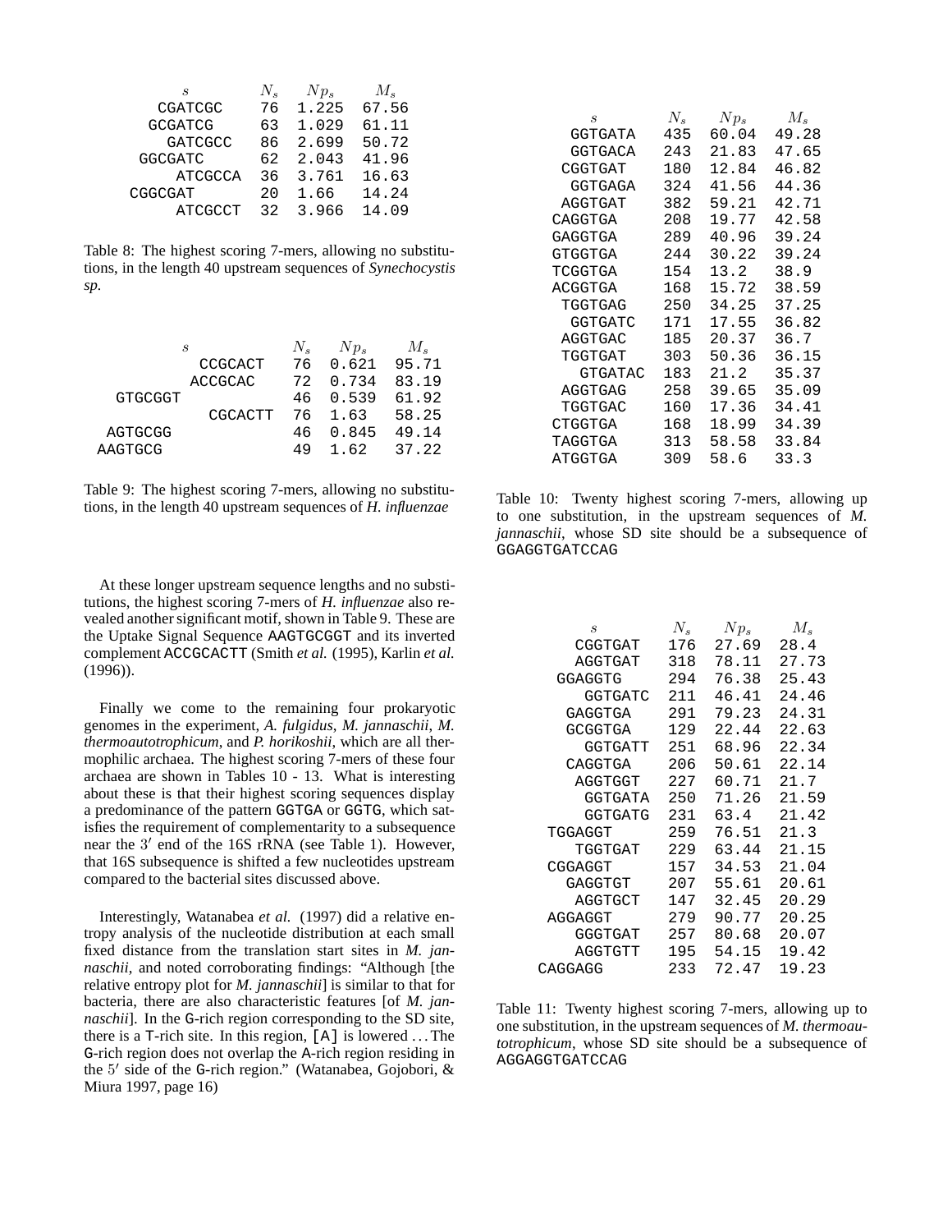| $s$ | $N_s$ | $Np_s$ | $M_s$ |
|---|---|---|---|
| CGATCGC | 76 | 1.225 | 67.56 |
| GCGATCG | 63 | 1.029 | 61.11 |
| GATCGCC | 86 | 2.699 | 50.72 |
| GGCGATC | 62 | 2.043 | 41.96 |
| ATCGCCA | 36 | 3.761 | 16.63 |
| CGGCGAT | 20 | 1.66 | 14.24 |
| ATCGCCT | 32 | 3.966 | 14.09 |

Table 8: The highest scoring 7-mers, allowing no substitutions, in the length 40 upstream sequences of *Synechocystis sp.*

| $s$ | $N_s$ | $Np_s$ | $M_s$ |
|---|---|---|---|
| CCGCACT | 76 | 0.621 | 95.71 |
| ACCGCAC | 72 | 0.734 | 83.19 |
| GTGCGGT | 46 | 0.539 | 61.92 |
| CGCACTT | 76 | 1.63 | 58.25 |
| AGTGCGG | 46 | 0.845 | 49.14 |
| AAGTGCG | 49 | 1.62 | 37.22 |

Table 9: The highest scoring 7-mers, allowing no substitutions, in the length 40 upstream sequences of *H. influenzae*

At these longer upstream sequence lengths and no substitutions, the highest scoring 7-mers of *H. influenzae* also revealed another significant motif, shown in Table 9. These are the Uptake Signal Sequence AAGTGCGGT and its inverted complement ACCGCACTT (Smith *et al.* (1995), Karlin *et al.* (1996)).

Finally we come to the remaining four prokaryotic genomes in the experiment, *A. fulgidus*, *M. jannaschii*, *M. thermoautotrophicum*, and *P. horikoshii*, which are all thermophilic archaea. The highest scoring 7-mers of these four archaea are shown in Tables 10 - 13. What is interesting about these is that their highest scoring sequences display a predominance of the pattern GGTGA or GGTG, which satisfies the requirement of complementarity to a subsequence near the $3'$ end of the 16S rRNA (see Table 1). However, that 16S subsequence is shifted a few nucleotides upstream compared to the bacterial sites discussed above.

Interestingly, Watanabea *et al.* (1997) did a relative entropy analysis of the nucleotide distribution at each small fixed distance from the translation start sites in *M. jannaschii*, and noted corroborating findings: "Although [the relative entropy plot for *M. jannaschii*] is similar to that for bacteria, there are also characteristic features [of *M. jannaschii*]. In the G-rich region corresponding to the SD site, there is a T-rich site. In this region, [A] is lowered ... The G-rich region does not overlap the A-rich region residing in the $5'$ side of the G-rich region." (Watanabea, Gojobori, & Miura 1997, page 16)

| $s$ | $N_s$ | $Np_s$ | $M_s$ |
|---|---|---|---|
| GGTGATA | 435 | 60.04 | 49.28 |
| GGTGACA | 243 | 21.83 | 47.65 |
| CGGTGAT | 180 | 12.84 | 46.82 |
| GGTGAGA | 324 | 41.56 | 44.36 |
| AGGTGAT | 382 | 59.21 | 42.71 |
| CAGGTGA | 208 | 19.77 | 42.58 |
| GAGGTGA | 289 | 40.96 | 39.24 |
| GTGGTGA | 244 | 30.22 | 39.24 |
| TCGGTGA | 154 | 13.2 | 38.9 |
| ACGGTGA | 168 | 15.72 | 38.59 |
| TGGTGAG | 250 | 34.25 | 37.25 |
| GGTGATC | 171 | 17.55 | 36.82 |
| AGGTGAC | 185 | 20.37 | 36.7 |
| TGGTGAT | 303 | 50.36 | 36.15 |
| GTGATAC | 183 | 21.2 | 35.37 |
| AGGTGAG | 258 | 39.65 | 35.09 |
| TGGTGAC | 160 | 17.36 | 34.41 |
| CTGGTGA | 168 | 18.99 | 34.39 |
| TAGGTGA | 313 | 58.58 | 33.84 |
| ATGGTGA | 309 | 58.6 | 33.3 |

Table 10: Twenty highest scoring 7-mers, allowing up to one substitution, in the upstream sequences of *M. jannaschii*, whose SD site should be a subsequence of GGAGGTGATCCAG

| $s$ | $N_s$ | $Np_s$ | $M_s$ |
|---|---|---|---|
| CGGTGAT | 176 | 27.69 | 28.4 |
| AGGTGAT | 318 | 78.11 | 27.73 |
| GGAGGTG | 294 | 76.38 | 25.43 |
| GGTGATC | 211 | 46.41 | 24.46 |
| GAGGTGA | 291 | 79.23 | 24.31 |
| GCGGTGA | 129 | 22.44 | 22.63 |
| GGTGATT | 251 | 68.96 | 22.34 |
| CAGGTGA | 206 | 50.61 | 22.14 |
| AGGTGGT | 227 | 60.71 | 21.7 |
| GGTGATA | 250 | 71.26 | 21.59 |
| GGTGATG | 231 | 63.4 | 21.42 |
| TGGAGGT | 259 | 76.51 | 21.3 |
| TGGTGAT | 229 | 63.44 | 21.15 |
| CGGAGGT | 157 | 34.53 | 21.04 |
| GAGGTGT | 207 | 55.61 | 20.61 |
| AGGTGCT | 147 | 32.45 | 20.29 |
| AGGAGGT | 279 | 90.77 | 20.25 |
| GGTGGAT | 257 | 80.68 | 20.07 |
| AGGTGTT | 195 | 54.15 | 19.42 |
| CAGGAGG | 233 | 72.47 | 19.23 |

Table 11: Twenty highest scoring 7-mers, allowing up to one substitution, in the upstream sequences of *M. thermoautotrophicum*, whose SD site should be a subsequence of AGGAGGTGATCCAG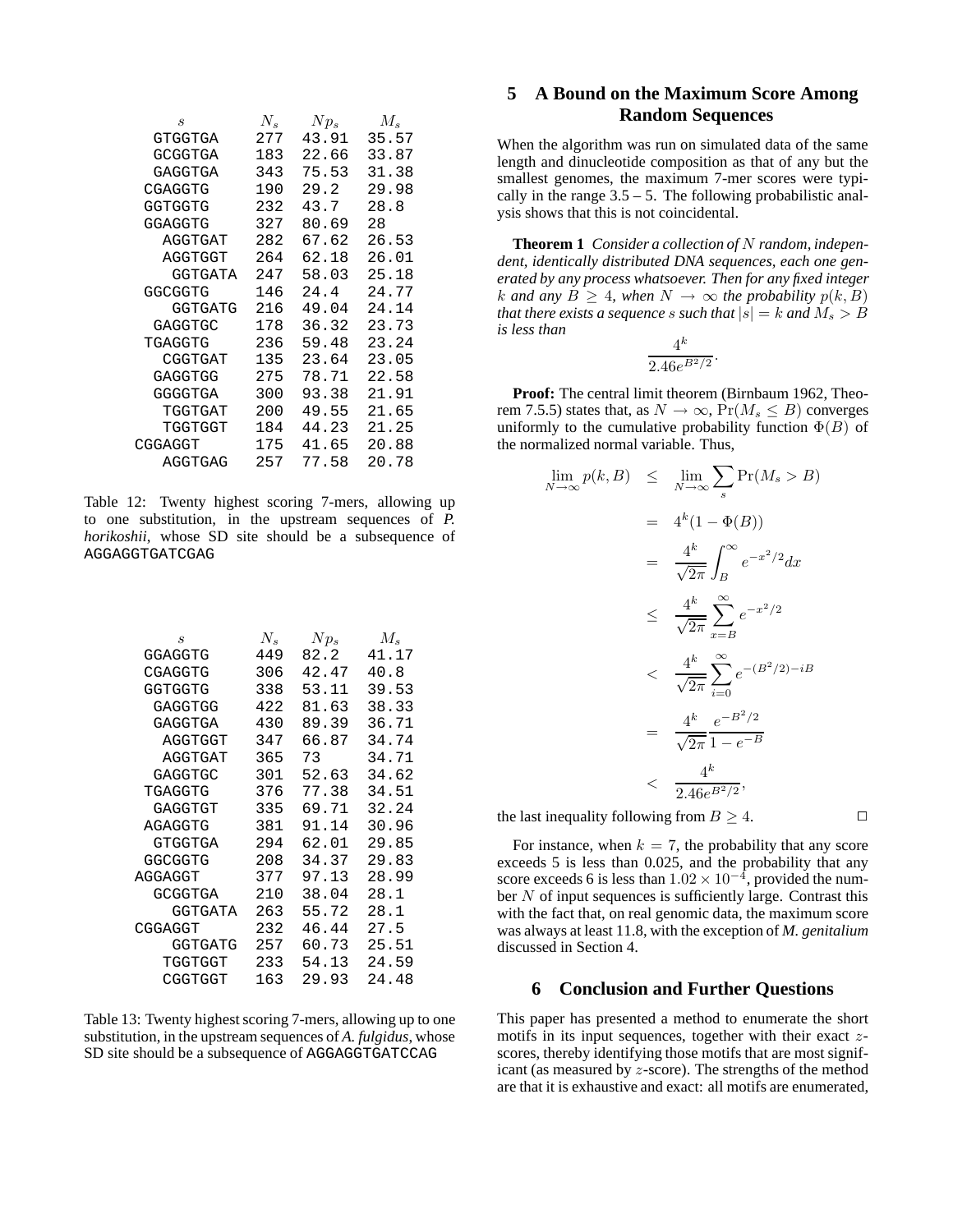| $s$ | $N_s$ | $Np_s$ | $M_s$ |
|---|---|---|---|
| GTGGTGA | 277 | 43.91 | 35.57 |
| GCGGTGA | 183 | 22.66 | 33.87 |
| GAGGTGA | 343 | 75.53 | 31.38 |
| CGAGGTG | 190 | 29.2 | 29.98 |
| GGTGGTG | 232 | 43.7 | 28.8 |
| GGAGGTG | 327 | 80.69 | 28 |
| AGGTGAT | 282 | 67.62 | 26.53 |
| AGGTGGT | 264 | 62.18 | 26.01 |
| GGTGATA | 247 | 58.03 | 25.18 |
| GGCGGTG | 146 | 24.4 | 24.77 |
| GGTGATG | 216 | 49.04 | 24.14 |
| GAGGTGC | 178 | 36.32 | 23.73 |
| TGAGGTG | 236 | 59.48 | 23.24 |
| CGGTGAT | 135 | 23.64 | 23.05 |
| GAGGTGG | 275 | 78.71 | 22.58 |
| GGGGTGA | 300 | 93.38 | 21.91 |
| TGGTGAT | 200 | 49.55 | 21.65 |
| TGGTGGT | 184 | 44.23 | 21.25 |
| CGGAGGT | 175 | 41.65 | 20.88 |
| AGGTGAG | 257 | 77.58 | 20.78 |

Table 12: Twenty highest scoring 7-mers, allowing up to one substitution, in the upstream sequences of *P. horikoshii*, whose SD site should be a subsequence of AGGAGGTGATCGAG

| $s$ | $N_s$ | $Np_s$ | $M_s$ |
|---|---|---|---|
| GGAGGTG | 449 | 82.2 | 41.17 |
| CGAGGTG | 306 | 42.47 | 40.8 |
| GGTGGTG | 338 | 53.11 | 39.53 |
| GAGGTGG | 422 | 81.63 | 38.33 |
| GAGGTGA | 430 | 89.39 | 36.71 |
| AGGTGGT | 347 | 66.87 | 34.74 |
| AGGTGAT | 365 | 73 | 34.71 |
| GAGGTGC | 301 | 52.63 | 34.62 |
| TGAGGTG | 376 | 77.38 | 34.51 |
| GAGGTGT | 335 | 69.71 | 32.24 |
| AGAGGTG | 381 | 91.14 | 30.96 |
| GTGGTGA | 294 | 62.01 | 29.85 |
| GGCGGTG | 208 | 34.37 | 29.83 |
| AGGAGGT | 377 | 97.13 | 28.99 |
| GCGGTGA | 210 | 38.04 | 28.1 |
| GGTGATA | 263 | 55.72 | 28.1 |
| CGGAGGT | 232 | 46.44 | 27.5 |
| GGTGATG | 257 | 60.73 | 25.51 |
| TGGTGGT | 233 | 54.13 | 24.59 |
| CGGTGGT | 163 | 29.93 | 24.48 |

Table 13: Twenty highest scoring 7-mers, allowing up to one substitution, in the upstream sequences of *A. fulgidus*, whose SD site should be a subsequence of AGGAGGTGATCCAG

## 5 A Bound on the Maximum Score Among Random Sequences

When the algorithm was run on simulated data of the same length and dinucleotide composition as that of any but the smallest genomes, the maximum 7-mer scores were typically in the range 3.5 – 5. The following probabilistic analysis shows that this is not coincidental.

**Theorem 1** *Consider a collection of $N$ random, independent, identically distributed DNA sequences, each one generated by any process whatsoever. Then for any fixed integer $k$ and any $B \geq 4$, when $N \to \infty$ the probability $p(k, B)$ that there exists a sequence $s$ such that $|s| = k$ and $M_s > B$ is less than*

$$\frac{4^k}{2.46e^{B^2/2}}.$$

**Proof:** The central limit theorem (Birnbaum 1962, Theorem 7.5.5) states that, as $N \to \infty$, $\Pr(M_s \leq B)$ converges uniformly to the cumulative probability function $\Phi(B)$ of the normalized normal variable. Thus,

$$\begin{aligned}
\lim_{N\to\infty} p(k, B) &\leq \lim_{N\to\infty} \sum_s \Pr(M_s > B) \\
&= 4^k(1 - \Phi(B)) \\
&= \frac{4^k}{\sqrt{2\pi}} \int_B^\infty e^{-x^2/2} dx \\
&\leq \frac{4^k}{\sqrt{2\pi}} \sum_{x=B}^{\infty} e^{-x^2/2} \\
&< \frac{4^k}{\sqrt{2\pi}} \sum_{i=0}^{\infty} e^{-(B^2/2)-iB} \\
&= \frac{4^k}{\sqrt{2\pi}} \frac{e^{-B^2/2}}{1 - e^{-B}} \\
&< \frac{4^k}{2.46e^{B^2/2}},
\end{aligned}$$

the last inequality following from $B \geq 4$. □

For instance, when $k = 7$, the probability that any score exceeds 5 is less than 0.025, and the probability that any score exceeds 6 is less than $1.02 \times 10^{-4}$, provided the number $N$ of input sequences is sufficiently large. Contrast this with the fact that, on real genomic data, the maximum score was always at least 11.8, with the exception of *M. genitalium* discussed in Section 4.

## 6 Conclusion and Further Questions

This paper has presented a method to enumerate the short motifs in its input sequences, together with their exact $z$-scores, thereby identifying those motifs that are most significant (as measured by $z$-score). The strengths of the method are that it is exhaustive and exact: all motifs are enumerated,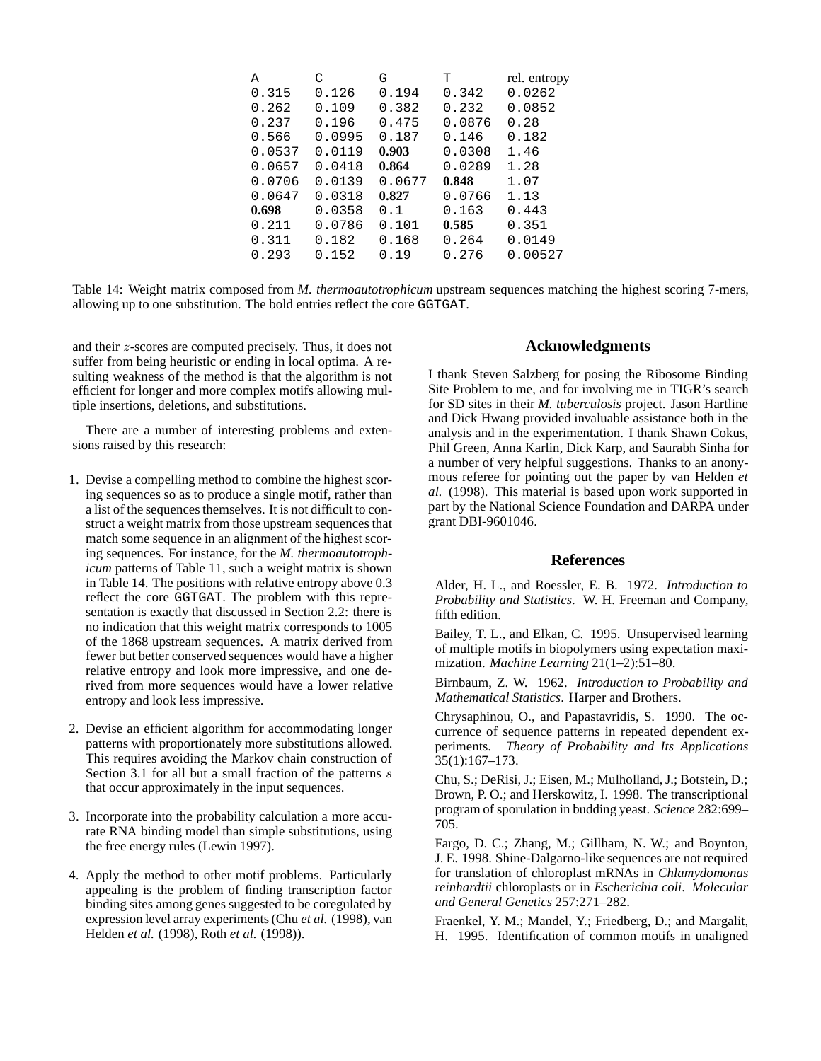| A | C | G | T | rel. entropy |
|---|---|---|---|---|
| 0.315 | 0.126 | 0.194 | 0.342 | 0.0262 |
| 0.262 | 0.109 | 0.382 | 0.232 | 0.0852 |
| 0.237 | 0.196 | 0.475 | 0.0876 | 0.28 |
| 0.566 | 0.0995 | 0.187 | 0.146 | 0.182 |
| 0.0537 | 0.0119 | **0.903** | 0.0308 | 1.46 |
| 0.0657 | 0.0418 | **0.864** | 0.0289 | 1.28 |
| 0.0706 | 0.0139 | 0.0677 | **0.848** | 1.07 |
| 0.0647 | 0.0318 | **0.827** | 0.0766 | 1.13 |
| **0.698** | 0.0358 | 0.1 | 0.163 | 0.443 |
| 0.211 | 0.0786 | 0.101 | **0.585** | 0.351 |
| 0.311 | 0.182 | 0.168 | 0.264 | 0.0149 |
| 0.293 | 0.152 | 0.19 | 0.276 | 0.00527 |

Table 14: Weight matrix composed from *M. thermoautotrophicum* upstream sequences matching the highest scoring 7-mers, allowing up to one substitution. The bold entries reflect the core GGTGAT.

and their $z$-scores are computed precisely. Thus, it does not suffer from being heuristic or ending in local optima. A resulting weakness of the method is that the algorithm is not efficient for longer and more complex motifs allowing multiple insertions, deletions, and substitutions.

There are a number of interesting problems and extensions raised by this research:

1. Devise a compelling method to combine the highest scoring sequences so as to produce a single motif, rather than a list of the sequences themselves. It is not difficult to construct a weight matrix from those upstream sequences that match some sequence in an alignment of the highest scoring sequences. For instance, for the *M. thermoautotrophicum* patterns of Table 11, such a weight matrix is shown in Table 14. The positions with relative entropy above 0.3 reflect the core GGTGAT. The problem with this representation is exactly that discussed in Section 2.2: there is no indication that this weight matrix corresponds to 1005 of the 1868 upstream sequences. A matrix derived from fewer but better conserved sequences would have a higher relative entropy and look more impressive, and one derived from more sequences would have a lower relative entropy and look less impressive.

2. Devise an efficient algorithm for accommodating longer patterns with proportionately more substitutions allowed. This requires avoiding the Markov chain construction of Section 3.1 for all but a small fraction of the patterns $s$ that occur approximately in the input sequences.

3. Incorporate into the probability calculation a more accurate RNA binding model than simple substitutions, using the free energy rules (Lewin 1997).

4. Apply the method to other motif problems. Particularly appealing is the problem of finding transcription factor binding sites among genes suggested to be coregulated by expression level array experiments (Chu *et al.* (1998), van Helden *et al.* (1998), Roth *et al.* (1998)).

## Acknowledgments

I thank Steven Salzberg for posing the Ribosome Binding Site Problem to me, and for involving me in TIGR's search for SD sites in their *M. tuberculosis* project. Jason Hartline and Dick Hwang provided invaluable assistance both in the analysis and in the experimentation. I thank Shawn Cokus, Phil Green, Anna Karlin, Dick Karp, and Saurabh Sinha for a number of very helpful suggestions. Thanks to an anonymous referee for pointing out the paper by van Helden *et al.* (1998). This material is based upon work supported in part by the National Science Foundation and DARPA under grant DBI-9601046.

## References

Alder, H. L., and Roessler, E. B. 1972. *Introduction to Probability and Statistics*. W. H. Freeman and Company, fifth edition.

Bailey, T. L., and Elkan, C. 1995. Unsupervised learning of multiple motifs in biopolymers using expectation maximization. *Machine Learning* 21(1–2):51–80.

Birnbaum, Z. W. 1962. *Introduction to Probability and Mathematical Statistics*. Harper and Brothers.

Chrysaphinou, O., and Papastavridis, S. 1990. The occurrence of sequence patterns in repeated dependent experiments. *Theory of Probability and Its Applications* 35(1):167–173.

Chu, S.; DeRisi, J.; Eisen, M.; Mulholland, J.; Botstein, D.; Brown, P. O.; and Herskowitz, I. 1998. The transcriptional program of sporulation in budding yeast. *Science* 282:699–705.

Fargo, D. C.; Zhang, M.; Gillham, N. W.; and Boynton, J. E. 1998. Shine-Dalgarno-like sequences are not required for translation of chloroplast mRNAs in *Chlamydomonas reinhardtii* chloroplasts or in *Escherichia coli*. *Molecular and General Genetics* 257:271–282.

Fraenkel, Y. M.; Mandel, Y.; Friedberg, D.; and Margalit, H. 1995. Identification of common motifs in unaligned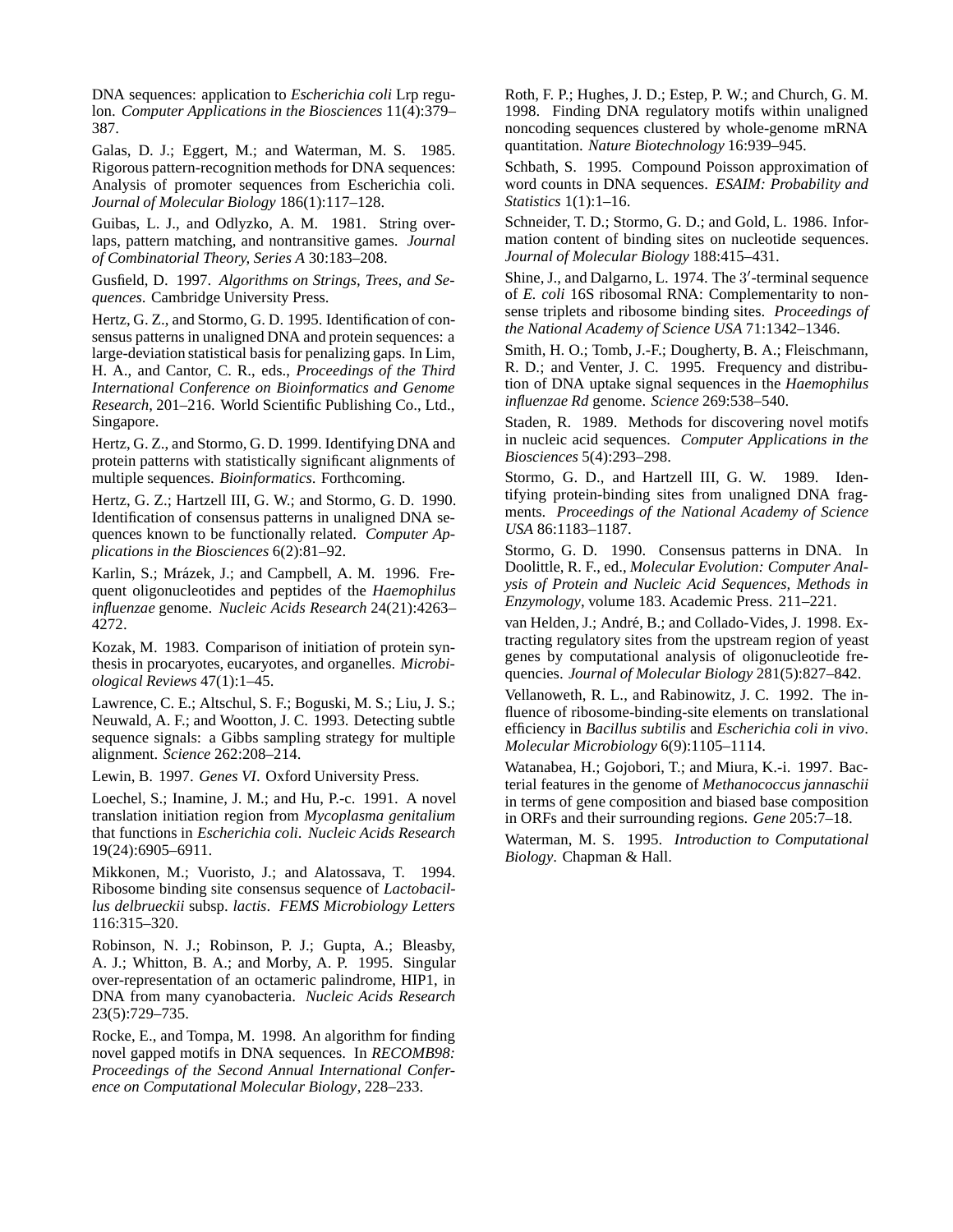DNA sequences: application to *Escherichia coli* Lrp regulon. *Computer Applications in the Biosciences* 11(4):379–387.

Galas, D. J.; Eggert, M.; and Waterman, M. S. 1985. Rigorous pattern-recognition methods for DNA sequences: Analysis of promoter sequences from Escherichia coli. *Journal of Molecular Biology* 186(1):117–128.

Guibas, L. J., and Odlyzko, A. M. 1981. String overlaps, pattern matching, and nontransitive games. *Journal of Combinatorial Theory, Series A* 30:183–208.

Gusfield, D. 1997. *Algorithms on Strings, Trees, and Sequences*. Cambridge University Press.

Hertz, G. Z., and Stormo, G. D. 1995. Identification of consensus patterns in unaligned DNA and protein sequences: a large-deviation statistical basis for penalizing gaps. In Lim, H. A., and Cantor, C. R., eds., *Proceedings of the Third International Conference on Bioinformatics and Genome Research*, 201–216. World Scientific Publishing Co., Ltd., Singapore.

Hertz, G. Z., and Stormo, G. D. 1999. Identifying DNA and protein patterns with statistically significant alignments of multiple sequences. *Bioinformatics*. Forthcoming.

Hertz, G. Z.; Hartzell III, G. W.; and Stormo, G. D. 1990. Identification of consensus patterns in unaligned DNA sequences known to be functionally related. *Computer Applications in the Biosciences* 6(2):81–92.

Karlin, S.; Mrázek, J.; and Campbell, A. M. 1996. Frequent oligonucleotides and peptides of the *Haemophilus influenzae* genome. *Nucleic Acids Research* 24(21):4263–4272.

Kozak, M. 1983. Comparison of initiation of protein synthesis in procaryotes, eucaryotes, and organelles. *Microbiological Reviews* 47(1):1–45.

Lawrence, C. E.; Altschul, S. F.; Boguski, M. S.; Liu, J. S.; Neuwald, A. F.; and Wootton, J. C. 1993. Detecting subtle sequence signals: a Gibbs sampling strategy for multiple alignment. *Science* 262:208–214.

Lewin, B. 1997. *Genes VI*. Oxford University Press.

Loechel, S.; Inamine, J. M.; and Hu, P.-c. 1991. A novel translation initiation region from *Mycoplasma genitalium* that functions in *Escherichia coli*. *Nucleic Acids Research* 19(24):6905–6911.

Mikkonen, M.; Vuoristo, J.; and Alatossava, T. 1994. Ribosome binding site consensus sequence of *Lactobacillus delbrueckii* subsp. *lactis*. *FEMS Microbiology Letters* 116:315–320.

Robinson, N. J.; Robinson, P. J.; Gupta, A.; Bleasby, A. J.; Whitton, B. A.; and Morby, A. P. 1995. Singular over-representation of an octameric palindrome, HIP1, in DNA from many cyanobacteria. *Nucleic Acids Research* 23(5):729–735.

Rocke, E., and Tompa, M. 1998. An algorithm for finding novel gapped motifs in DNA sequences. In *RECOMB98: Proceedings of the Second Annual International Conference on Computational Molecular Biology*, 228–233.

Roth, F. P.; Hughes, J. D.; Estep, P. W.; and Church, G. M. 1998. Finding DNA regulatory motifs within unaligned noncoding sequences clustered by whole-genome mRNA quantitation. *Nature Biotechnology* 16:939–945.

Schbath, S. 1995. Compound Poisson approximation of word counts in DNA sequences. *ESAIM: Probability and Statistics* 1(1):1–16.

Schneider, T. D.; Stormo, G. D.; and Gold, L. 1986. Information content of binding sites on nucleotide sequences. *Journal of Molecular Biology* 188:415–431.

Shine, J., and Dalgarno, L. 1974. The $3'$-terminal sequence of *E. coli* 16S ribosomal RNA: Complementarity to nonsense triplets and ribosome binding sites. *Proceedings of the National Academy of Science USA* 71:1342–1346.

Smith, H. O.; Tomb, J.-F.; Dougherty, B. A.; Fleischmann, R. D.; and Venter, J. C. 1995. Frequency and distribution of DNA uptake signal sequences in the *Haemophilus influenzae Rd* genome. *Science* 269:538–540.

Staden, R. 1989. Methods for discovering novel motifs in nucleic acid sequences. *Computer Applications in the Biosciences* 5(4):293–298.

Stormo, G. D., and Hartzell III, G. W. 1989. Identifying protein-binding sites from unaligned DNA fragments. *Proceedings of the National Academy of Science USA* 86:1183–1187.

Stormo, G. D. 1990. Consensus patterns in DNA. In Doolittle, R. F., ed., *Molecular Evolution: Computer Analysis of Protein and Nucleic Acid Sequences, Methods in Enzymology*, volume 183. Academic Press. 211–221.

van Helden, J.; André, B.; and Collado-Vides, J. 1998. Extracting regulatory sites from the upstream region of yeast genes by computational analysis of oligonucleotide frequencies. *Journal of Molecular Biology* 281(5):827–842.

Vellanoweth, R. L., and Rabinowitz, J. C. 1992. The influence of ribosome-binding-site elements on translational efficiency in *Bacillus subtilis* and *Escherichia coli in vivo*. *Molecular Microbiology* 6(9):1105–1114.

Watanabea, H.; Gojobori, T.; and Miura, K.-i. 1997. Bacterial features in the genome of *Methanococcus jannaschii* in terms of gene composition and biased base composition in ORFs and their surrounding regions. *Gene* 205:7–18.

Waterman, M. S. 1995. *Introduction to Computational Biology*. Chapman & Hall.